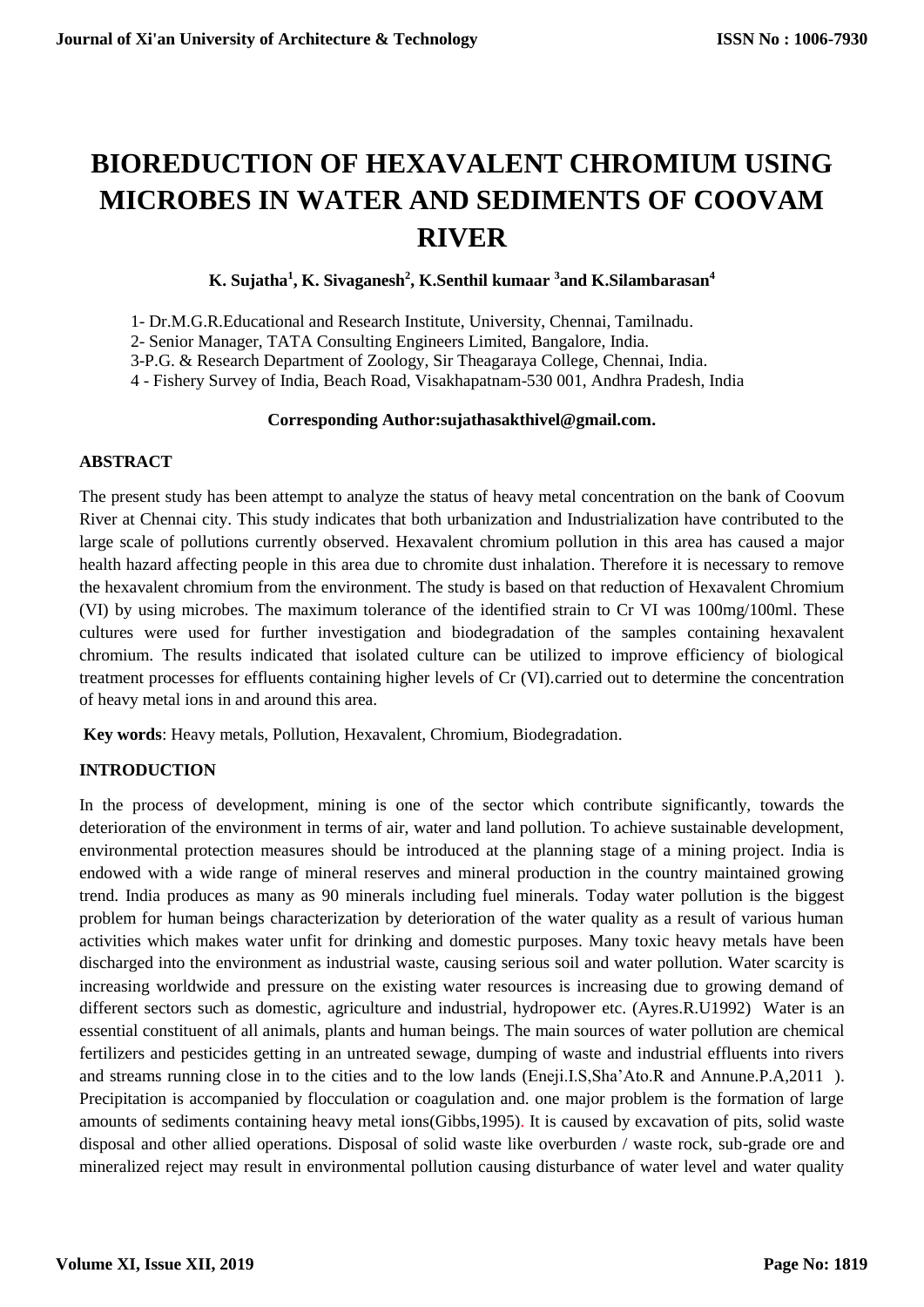# BIOREDUCTION OF HEXAVALENT CHROMIUM USING MICROBES IN WATER AND SEDIMENTS OF COOVAM RIVER

**K. Sujatha[1], K. Sivaganesh[2], K.Senthil kumaar [3]and K.Silambarasan[4]**

1- Dr.M.G.R.Educational and Research Institute, University, Chennai, Tamilnadu.
2- Senior Manager, TATA Consulting Engineers Limited, Bangalore, India.
3-P.G. & Research Department of Zoology, Sir Theagaraya College, Chennai, India.
4 - Fishery Survey of India, Beach Road, Visakhapatnam-530 001, Andhra Pradesh, India

**Corresponding Author:sujathasakthivel@gmail.com.**

## ABSTRACT

The present study has been attempt to analyze the status of heavy metal concentration on the bank of Coovum River at Chennai city. This study indicates that both urbanization and Industrialization have contributed to the large scale of pollutions currently observed. Hexavalent chromium pollution in this area has caused a major health hazard affecting people in this area due to chromite dust inhalation. Therefore it is necessary to remove the hexavalent chromium from the environment. The study is based on that reduction of Hexavalent Chromium (VI) by using microbes. The maximum tolerance of the identified strain to Cr VI was 100mg/100ml. These cultures were used for further investigation and biodegradation of the samples containing hexavalent chromium. The results indicated that isolated culture can be utilized to improve efficiency of biological treatment processes for effluents containing higher levels of Cr (VI).carried out to determine the concentration of heavy metal ions in and around this area.

**Key words**: Heavy metals, Pollution, Hexavalent, Chromium, Biodegradation.

## INTRODUCTION

In the process of development, mining is one of the sector which contribute significantly, towards the deterioration of the environment in terms of air, water and land pollution. To achieve sustainable development, environmental protection measures should be introduced at the planning stage of a mining project. India is endowed with a wide range of mineral reserves and mineral production in the country maintained growing trend. India produces as many as 90 minerals including fuel minerals. Today water pollution is the biggest problem for human beings characterization by deterioration of the water quality as a result of various human activities which makes water unfit for drinking and domestic purposes. Many toxic heavy metals have been discharged into the environment as industrial waste, causing serious soil and water pollution. Water scarcity is increasing worldwide and pressure on the existing water resources is increasing due to growing demand of different sectors such as domestic, agriculture and industrial, hydropower etc. (Ayres.R.U1992) Water is an essential constituent of all animals, plants and human beings. The main sources of water pollution are chemical fertilizers and pesticides getting in an untreated sewage, dumping of waste and industrial effluents into rivers and streams running close in to the cities and to the low lands (Eneji.I.S,Sha'Ato.R and Annune.P.A,2011 ). Precipitation is accompanied by flocculation or coagulation and. one major problem is the formation of large amounts of sediments containing heavy metal ions(Gibbs,1995). It is caused by excavation of pits, solid waste disposal and other allied operations. Disposal of solid waste like overburden / waste rock, sub-grade ore and mineralized reject may result in environmental pollution causing disturbance of water level and water quality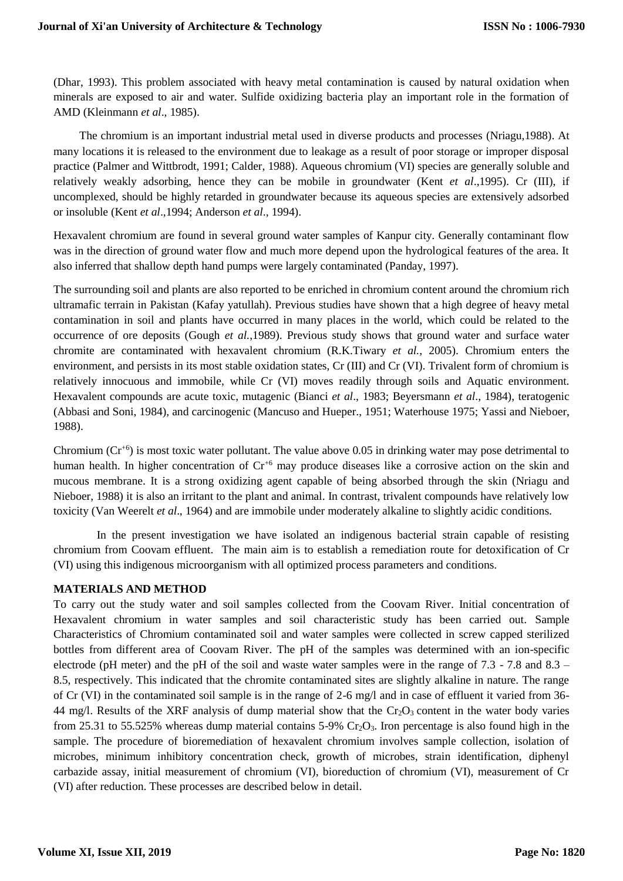(Dhar, 1993). This problem associated with heavy metal contamination is caused by natural oxidation when minerals are exposed to air and water. Sulfide oxidizing bacteria play an important role in the formation of AMD (Kleinmann *et al*., 1985).

The chromium is an important industrial metal used in diverse products and processes (Nriagu,1988). At many locations it is released to the environment due to leakage as a result of poor storage or improper disposal practice (Palmer and Wittbrodt, 1991; Calder, 1988). Aqueous chromium (VI) species are generally soluble and relatively weakly adsorbing, hence they can be mobile in groundwater (Kent *et al*.,1995). Cr (III), if uncomplexed, should be highly retarded in groundwater because its aqueous species are extensively adsorbed or insoluble (Kent *et al*.,1994; Anderson *et al*., 1994).

Hexavalent chromium are found in several ground water samples of Kanpur city. Generally contaminant flow was in the direction of ground water flow and much more depend upon the hydrological features of the area. It also inferred that shallow depth hand pumps were largely contaminated (Panday, 1997).

The surrounding soil and plants are also reported to be enriched in chromium content around the chromium rich ultramafic terrain in Pakistan (Kafay yatullah). Previous studies have shown that a high degree of heavy metal contamination in soil and plants have occurred in many places in the world, which could be related to the occurrence of ore deposits (Gough *et al.*,1989). Previous study shows that ground water and surface water chromite are contaminated with hexavalent chromium (R.K.Tiwary *et al.*, 2005). Chromium enters the environment, and persists in its most stable oxidation states, Cr (III) and Cr (VI). Trivalent form of chromium is relatively innocuous and immobile, while Cr (VI) moves readily through soils and Aquatic environment. Hexavalent compounds are acute toxic, mutagenic (Bianci *et al*., 1983; Beyersmann *et al*., 1984), teratogenic (Abbasi and Soni, 1984), and carcinogenic (Mancuso and Hueper., 1951; Waterhouse 1975; Yassi and Nieboer, 1988).

Chromium ($Cr^{+6}$) is most toxic water pollutant. The value above 0.05 in drinking water may pose detrimental to human health. In higher concentration of $Cr^{+6}$ may produce diseases like a corrosive action on the skin and mucous membrane. It is a strong oxidizing agent capable of being absorbed through the skin (Nriagu and Nieboer, 1988) it is also an irritant to the plant and animal. In contrast, trivalent compounds have relatively low toxicity (Van Weerelt *et al*., 1964) and are immobile under moderately alkaline to slightly acidic conditions.

In the present investigation we have isolated an indigenous bacterial strain capable of resisting chromium from Coovam effluent. The main aim is to establish a remediation route for detoxification of Cr (VI) using this indigenous microorganism with all optimized process parameters and conditions.

## MATERIALS AND METHOD

To carry out the study water and soil samples collected from the Coovam River. Initial concentration of Hexavalent chromium in water samples and soil characteristic study has been carried out. Sample Characteristics of Chromium contaminated soil and water samples were collected in screw capped sterilized bottles from different area of Coovam River. The pH of the samples was determined with an ion-specific electrode (pH meter) and the pH of the soil and waste water samples were in the range of 7.3 - 7.8 and 8.3 – 8.5, respectively. This indicated that the chromite contaminated sites are slightly alkaline in nature. The range of Cr (VI) in the contaminated soil sample is in the range of 2-6 mg/l and in case of effluent it varied from 36-44 mg/l. Results of the XRF analysis of dump material show that the $Cr_2O_3$ content in the water body varies from 25.31 to 55.525% whereas dump material contains 5-9% $Cr_2O_3$. Iron percentage is also found high in the sample. The procedure of bioremediation of hexavalent chromium involves sample collection, isolation of microbes, minimum inhibitory concentration check, growth of microbes, strain identification, diphenyl carbazide assay, initial measurement of chromium (VI), bioreduction of chromium (VI), measurement of Cr (VI) after reduction. These processes are described below in detail.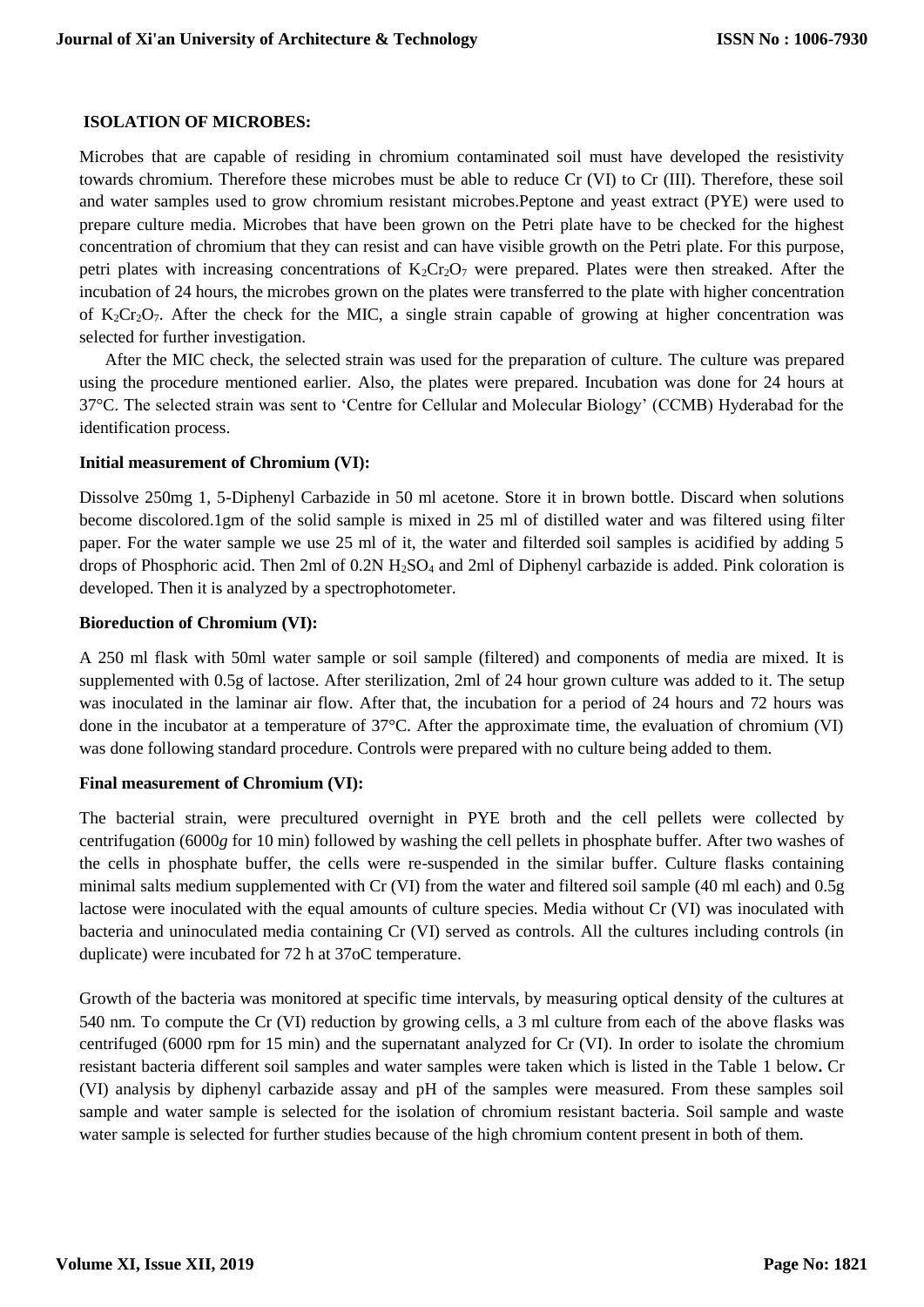**ISOLATION OF MICROBES:**

Microbes that are capable of residing in chromium contaminated soil must have developed the resistivity towards chromium. Therefore these microbes must be able to reduce Cr (VI) to Cr (III). Therefore, these soil and water samples used to grow chromium resistant microbes.Peptone and yeast extract (PYE) were used to prepare culture media. Microbes that have been grown on the Petri plate have to be checked for the highest concentration of chromium that they can resist and can have visible growth on the Petri plate. For this purpose, petri plates with increasing concentrations of $K_2Cr_2O_7$ were prepared. Plates were then streaked. After the incubation of 24 hours, the microbes grown on the plates were transferred to the plate with higher concentration of $K_2Cr_2O_7$. After the check for the MIC, a single strain capable of growing at higher concentration was selected for further investigation.

After the MIC check, the selected strain was used for the preparation of culture. The culture was prepared using the procedure mentioned earlier. Also, the plates were prepared. Incubation was done for 24 hours at 37°C. The selected strain was sent to 'Centre for Cellular and Molecular Biology' (CCMB) Hyderabad for the identification process.

**Initial measurement of Chromium (VI):**

Dissolve 250mg 1, 5-Diphenyl Carbazide in 50 ml acetone. Store it in brown bottle. Discard when solutions become discolored.1gm of the solid sample is mixed in 25 ml of distilled water and was filtered using filter paper. For the water sample we use 25 ml of it, the water and filterded soil samples is acidified by adding 5 drops of Phosphoric acid. Then 2ml of 0.2N $H_2SO_4$ and 2ml of Diphenyl carbazide is added. Pink coloration is developed. Then it is analyzed by a spectrophotometer.

**Bioreduction of Chromium (VI):**

A 250 ml flask with 50ml water sample or soil sample (filtered) and components of media are mixed. It is supplemented with 0.5g of lactose. After sterilization, 2ml of 24 hour grown culture was added to it. The setup was inoculated in the laminar air flow. After that, the incubation for a period of 24 hours and 72 hours was done in the incubator at a temperature of 37°C. After the approximate time, the evaluation of chromium (VI) was done following standard procedure. Controls were prepared with no culture being added to them.

**Final measurement of Chromium (VI):**

The bacterial strain, were precultured overnight in PYE broth and the cell pellets were collected by centrifugation (6000*g* for 10 min) followed by washing the cell pellets in phosphate buffer. After two washes of the cells in phosphate buffer, the cells were re-suspended in the similar buffer. Culture flasks containing minimal salts medium supplemented with Cr (VI) from the water and filtered soil sample (40 ml each) and 0.5g lactose were inoculated with the equal amounts of culture species. Media without Cr (VI) was inoculated with bacteria and uninoculated media containing Cr (VI) served as controls. All the cultures including controls (in duplicate) were incubated for 72 h at 37oC temperature.

Growth of the bacteria was monitored at specific time intervals, by measuring optical density of the cultures at 540 nm. To compute the Cr (VI) reduction by growing cells, a 3 ml culture from each of the above flasks was centrifuged (6000 rpm for 15 min) and the supernatant analyzed for Cr (VI). In order to isolate the chromium resistant bacteria different soil samples and water samples were taken which is listed in the Table 1 below**.** Cr (VI) analysis by diphenyl carbazide assay and pH of the samples were measured. From these samples soil sample and water sample is selected for the isolation of chromium resistant bacteria. Soil sample and waste water sample is selected for further studies because of the high chromium content present in both of them.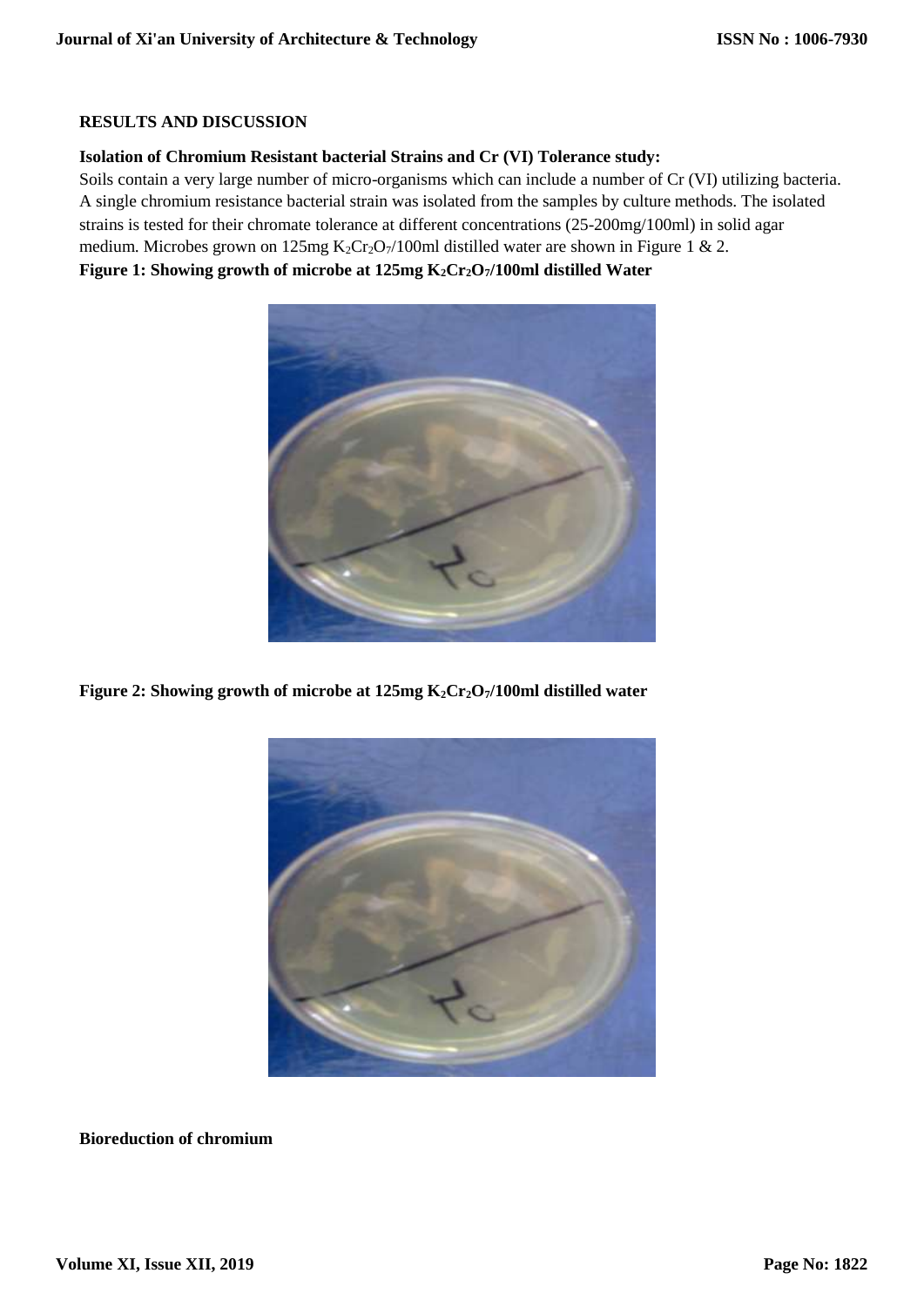## RESULTS AND DISCUSSION

### Isolation of Chromium Resistant bacterial Strains and Cr (VI) Tolerance study:

Soils contain a very large number of micro-organisms which can include a number of Cr (VI) utilizing bacteria. A single chromium resistance bacterial strain was isolated from the samples by culture methods. The isolated strains is tested for their chromate tolerance at different concentrations (25-200mg/100ml) in solid agar medium. Microbes grown on 125mg $K_2Cr_2O_7$/100ml distilled water are shown in Figure 1 & 2.

**Figure 1: Showing growth of microbe at 125mg $K_2Cr_2O_7$/100ml distilled Water**

**Figure 2: Showing growth of microbe at 125mg $K_2Cr_2O_7$/100ml distilled water**

### Bioreduction of chromium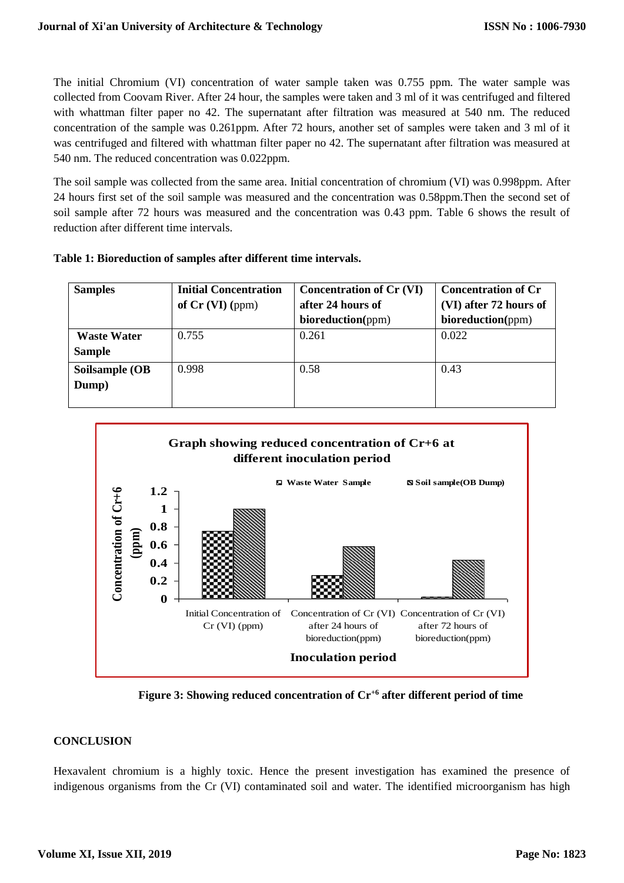The initial Chromium (VI) concentration of water sample taken was 0.755 ppm. The water sample was collected from Coovam River. After 24 hour, the samples were taken and 3 ml of it was centrifuged and filtered with whattman filter paper no 42. The supernatant after filtration was measured at 540 nm. The reduced concentration of the sample was 0.261ppm. After 72 hours, another set of samples were taken and 3 ml of it was centrifuged and filtered with whattman filter paper no 42. The supernatant after filtration was measured at 540 nm. The reduced concentration was 0.022ppm.

The soil sample was collected from the same area. Initial concentration of chromium (VI) was 0.998ppm. After 24 hours first set of the soil sample was measured and the concentration was 0.58ppm.Then the second set of soil sample after 72 hours was measured and the concentration was 0.43 ppm. Table 6 shows the result of reduction after different time intervals.

**Table 1: Bioreduction of samples after different time intervals.**

| **Samples** | **Initial Concentration of Cr (VI) (**ppm) | **Concentration of Cr (VI) after 24 hours of bioreduction(**ppm) | **Concentration of Cr (VI) after 72 hours of bioreduction(**ppm) |
|---|---|---|---|
| **Waste Water Sample** | 0.755 | 0.261 | 0.022 |
| **Soilsample (OB Dump)** | 0.998 | 0.58 | 0.43 |

**Figure 3: Showing reduced concentration of $Cr^{+6}$ after different period of time**

## CONCLUSION

Hexavalent chromium is a highly toxic. Hence the present investigation has examined the presence of indigenous organisms from the Cr (VI) contaminated soil and water. The identified microorganism has high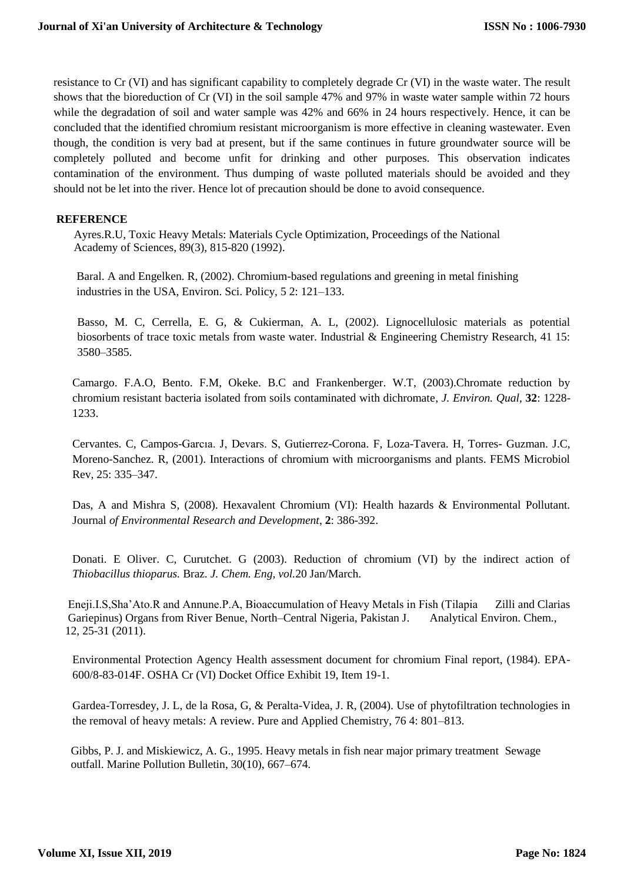resistance to Cr (VI) and has significant capability to completely degrade Cr (VI) in the waste water. The result shows that the bioreduction of Cr (VI) in the soil sample 47% and 97% in waste water sample within 72 hours while the degradation of soil and water sample was 42% and 66% in 24 hours respectively. Hence, it can be concluded that the identified chromium resistant microorganism is more effective in cleaning wastewater. Even though, the condition is very bad at present, but if the same continues in future groundwater source will be completely polluted and become unfit for drinking and other purposes. This observation indicates contamination of the environment. Thus dumping of waste polluted materials should be avoided and they should not be let into the river. Hence lot of precaution should be done to avoid consequence.

## REFERENCE

Ayres.R.U, Toxic Heavy Metals: Materials Cycle Optimization, Proceedings of the National Academy of Sciences, 89(3), 815-820 (1992).

Baral. A and Engelken. R, (2002). Chromium-based regulations and greening in metal finishing industries in the USA, Environ. Sci. Policy, 5 2: 121–133.

Basso, M. C, Cerrella, E. G, & Cukierman, A. L, (2002). Lignocellulosic materials as potential biosorbents of trace toxic metals from waste water. Industrial & Engineering Chemistry Research, 41 15: 3580–3585.

Camargo. F.A.O, Bento. F.M, Okeke. B.C and Frankenberger. W.T, (2003).Chromate reduction by chromium resistant bacteria isolated from soils contaminated with dichromate, *J. Environ. Qual*, **32**: 1228-1233.

Cervantes. C, Campos-Garcıa. J, Devars. S, Gutierrez-Corona. F, Loza-Tavera. H, Torres- Guzman. J.C, Moreno-Sanchez. R, (2001). Interactions of chromium with microorganisms and plants. FEMS Microbiol Rev, 25: 335–347.

Das, A and Mishra S, (2008). Hexavalent Chromium (VI): Health hazards & Environmental Pollutant. Journal *of Environmental Research and Development*, **2**: 386-392.

Donati. E Oliver. C, Curutchet. G (2003). Reduction of chromium (VI) by the indirect action of *Thiobacillus thioparus.* Braz. *J. Chem. Eng, vol.*20 Jan/March.

Eneji.I.S,Sha'Ato.R and Annune.P.A, Bioaccumulation of Heavy Metals in Fish (Tilapia Zilli and Clarias Gariepinus) Organs from River Benue, North–Central Nigeria, Pakistan J. Analytical Environ. Chem., 12, 25-31 (2011).

Environmental Protection Agency Health assessment document for chromium Final report, (1984). EPA-600/8-83-014F. OSHA Cr (VI) Docket Office Exhibit 19, Item 19-1.

Gardea-Torresdey, J. L, de la Rosa, G, & Peralta-Videa, J. R, (2004). Use of phytofiltration technologies in the removal of heavy metals: A review. Pure and Applied Chemistry, 76 4: 801–813.

Gibbs, P. J. and Miskiewicz, A. G., 1995. Heavy metals in fish near major primary treatment Sewage outfall. Marine Pollution Bulletin, 30(10), 667–674.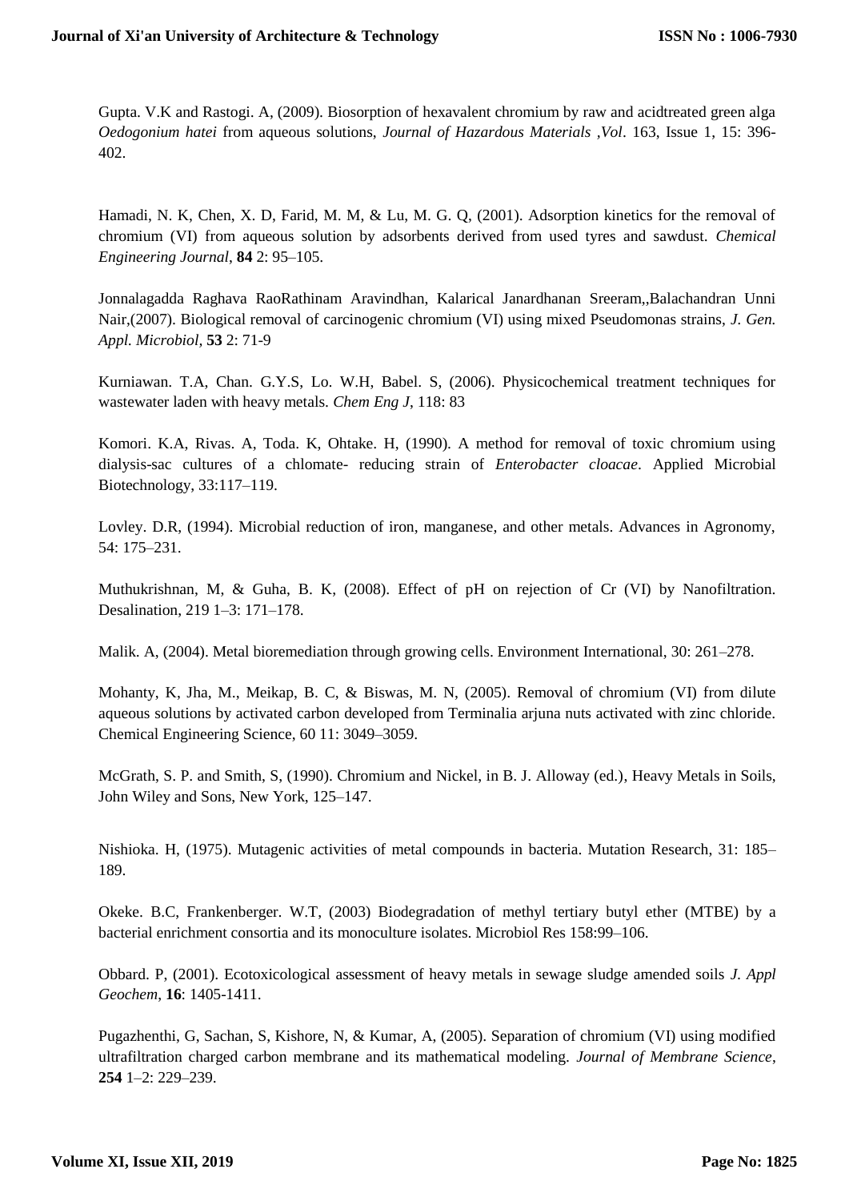Gupta. V.K and Rastogi. A, (2009). Biosorption of hexavalent chromium by raw and acidtreated green alga *Oedogonium hatei* from aqueous solutions, *Journal of Hazardous Materials ,Vol*. 163, Issue 1, 15: 396-402.

Hamadi, N. K, Chen, X. D, Farid, M. M, & Lu, M. G. Q, (2001). Adsorption kinetics for the removal of chromium (VI) from aqueous solution by adsorbents derived from used tyres and sawdust. *Chemical Engineering Journal*, **84** 2: 95–105.

Jonnalagadda Raghava RaoRathinam Aravindhan, Kalarical Janardhanan Sreeram,,Balachandran Unni Nair,(2007). Biological removal of carcinogenic chromium (VI) using mixed Pseudomonas strains, *J. Gen. Appl. Microbiol*, **53** 2: 71-9

Kurniawan. T.A, Chan. G.Y.S, Lo. W.H, Babel. S, (2006). Physicochemical treatment techniques for wastewater laden with heavy metals. *Chem Eng J*, 118: 83

Komori. K.A, Rivas. A, Toda. K, Ohtake. H, (1990). A method for removal of toxic chromium using dialysis-sac cultures of a chlomate- reducing strain of *Enterobacter cloacae*. Applied Microbial Biotechnology, 33:117–119.

Lovley. D.R, (1994). Microbial reduction of iron, manganese, and other metals. Advances in Agronomy, 54: 175–231.

Muthukrishnan, M, & Guha, B. K, (2008). Effect of pH on rejection of Cr (VI) by Nanofiltration. Desalination, 219 1–3: 171–178.

Malik. A, (2004). Metal bioremediation through growing cells. Environment International, 30: 261–278.

Mohanty, K, Jha, M., Meikap, B. C, & Biswas, M. N, (2005). Removal of chromium (VI) from dilute aqueous solutions by activated carbon developed from Terminalia arjuna nuts activated with zinc chloride. Chemical Engineering Science, 60 11: 3049–3059.

McGrath, S. P. and Smith, S, (1990). Chromium and Nickel, in B. J. Alloway (ed.), Heavy Metals in Soils, John Wiley and Sons, New York, 125–147.

Nishioka. H, (1975). Mutagenic activities of metal compounds in bacteria. Mutation Research, 31: 185–189.

Okeke. B.C, Frankenberger. W.T, (2003) Biodegradation of methyl tertiary butyl ether (MTBE) by a bacterial enrichment consortia and its monoculture isolates. Microbiol Res 158:99–106.

Obbard. P, (2001). Ecotoxicological assessment of heavy metals in sewage sludge amended soils *J. Appl Geochem*, **16**: 1405-1411.

Pugazhenthi, G, Sachan, S, Kishore, N, & Kumar, A, (2005). Separation of chromium (VI) using modified ultrafiltration charged carbon membrane and its mathematical modeling. *Journal of Membrane Science*, **254** 1–2: 229–239.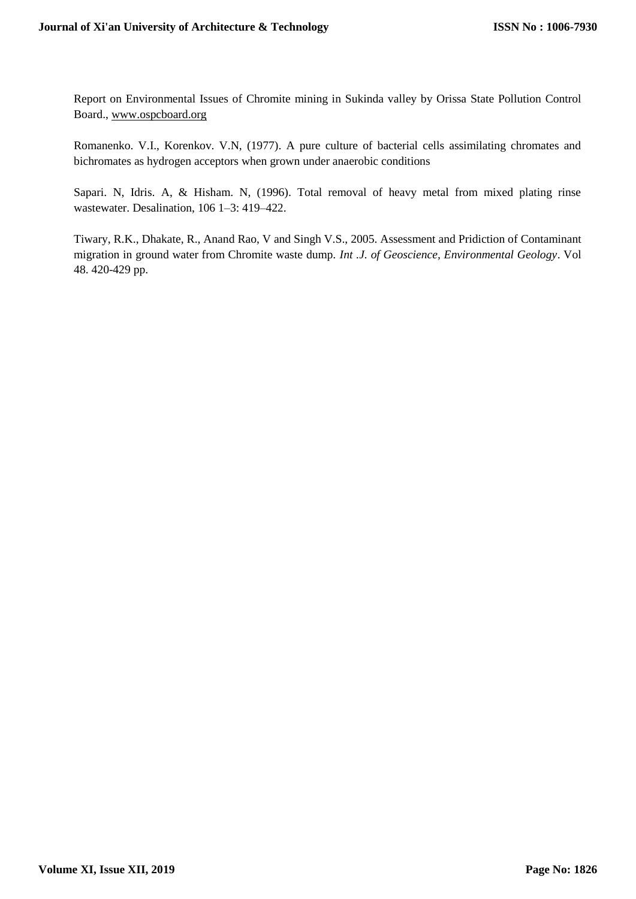Report on Environmental Issues of Chromite mining in Sukinda valley by Orissa State Pollution Control Board., www.ospcboard.org

Romanenko. V.I., Korenkov. V.N, (1977). A pure culture of bacterial cells assimilating chromates and bichromates as hydrogen acceptors when grown under anaerobic conditions

Sapari. N, Idris. A, & Hisham. N, (1996). Total removal of heavy metal from mixed plating rinse wastewater. Desalination, 106 1–3: 419–422.

Tiwary, R.K., Dhakate, R., Anand Rao, V and Singh V.S., 2005. Assessment and Pridiction of Contaminant migration in ground water from Chromite waste dump. *Int .J. of Geoscience, Environmental Geology*. Vol 48. 420-429 pp.